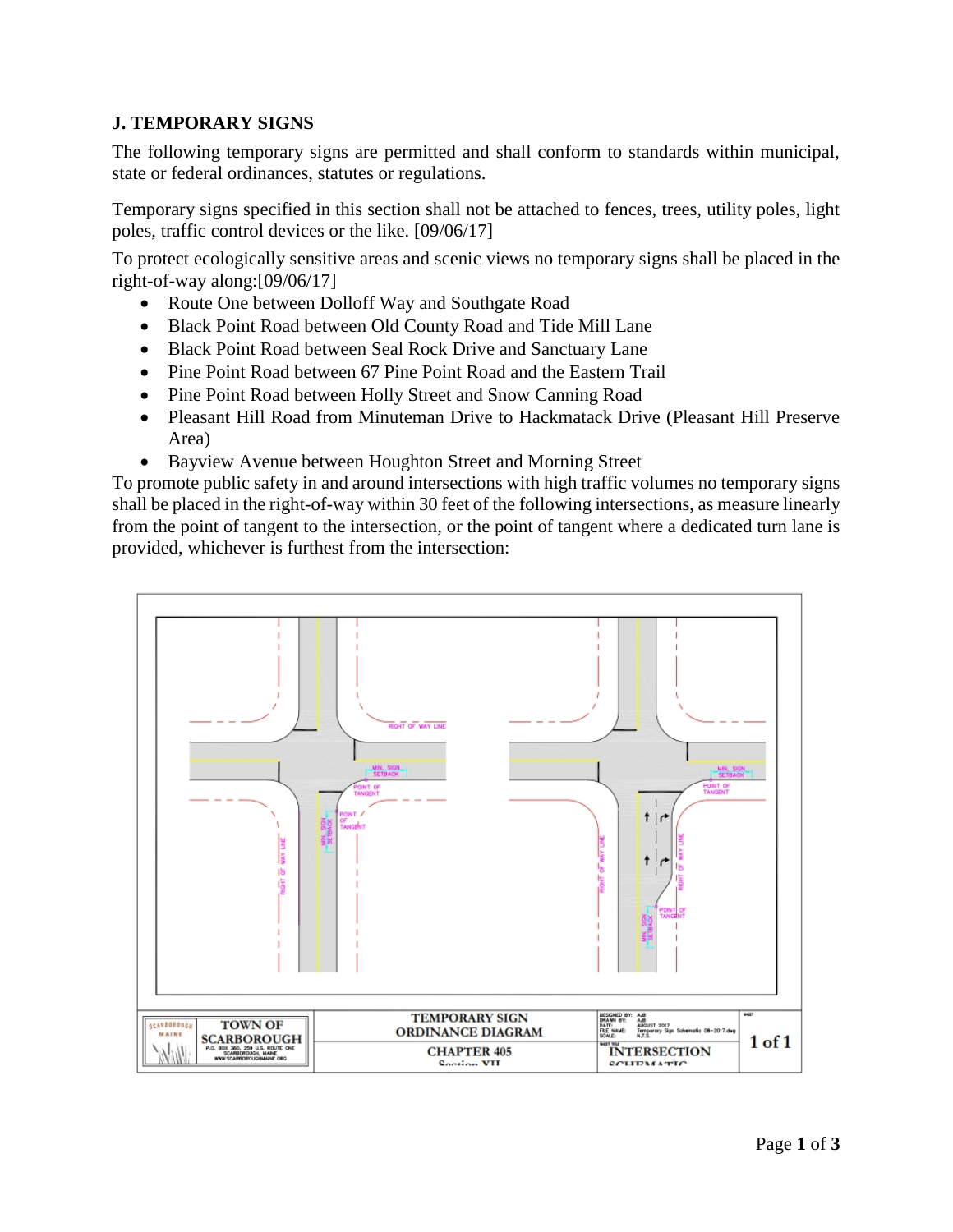## J. TEMPORARY SIGNS

The following temporary signs are permitted and shall conform to standards within municipal, state or federal ordinances, statutes or regulations.

Temporary signs specified in this section shall not be attached to fences, trees, utility poles, light poles, traffic control devices or the like. [09/06/17]

To protect ecologically sensitive areas and scenic views no temporary signs shall be placed in the right-of-way along:[09/06/17]

- Route One between Dolloff Way and Southgate Road
- Black Point Road between Old County Road and Tide Mill Lane
- Black Point Road between Seal Rock Drive and Sanctuary Lane
- Pine Point Road between 67 Pine Point Road and the Eastern Trail
- Pine Point Road between Holly Street and Snow Canning Road
- Pleasant Hill Road from Minuteman Drive to Hackmatack Drive (Pleasant Hill Preserve Area)
- Bayview Avenue between Houghton Street and Morning Street

To promote public safety in and around intersections with high traffic volumes no temporary signs shall be placed in the right-of-way within 30 feet of the following intersections, as measure linearly from the point of tangent to the intersection, or the point of tangent where a dedicated turn lane is provided, whichever is furthest from the intersection:

RIGHT OF WAY LINE

MIN. SIGN SETBACK

POINT OF TANGENT

TOWN OF SCARBOROUGH

P.O. BOX 360, 259 U.S. ROUTE ONE SCARBOROUGH, MAINE WWW.SCARBOROUGHMAINE.ORG

TEMPORARY SIGN ORDINANCE DIAGRAM

CHAPTER 405 Section XII

DESIGNED BY: AJB
DRAWN BY: AJB
DATE: AUGUST 2017
FILE NAME: Temporary Sign Schematic 08-2017.dwg
SCALE: N.T.S.

INTERSECTION SCHEMATIC

1 of 1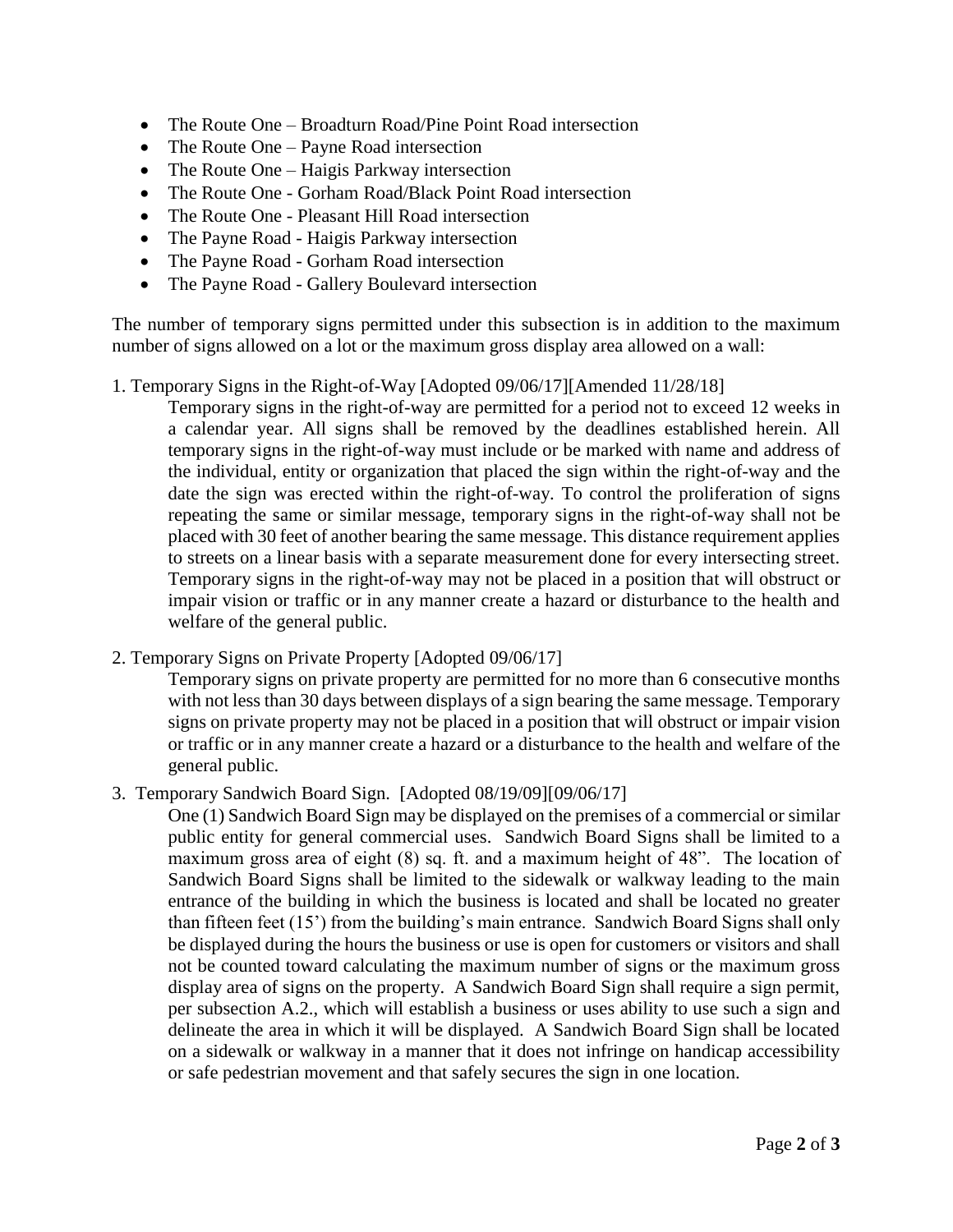- The Route One – Broadturn Road/Pine Point Road intersection
- The Route One – Payne Road intersection
- The Route One – Haigis Parkway intersection
- The Route One - Gorham Road/Black Point Road intersection
- The Route One - Pleasant Hill Road intersection
- The Payne Road - Haigis Parkway intersection
- The Payne Road - Gorham Road intersection
- The Payne Road - Gallery Boulevard intersection

The number of temporary signs permitted under this subsection is in addition to the maximum number of signs allowed on a lot or the maximum gross display area allowed on a wall:

1. Temporary Signs in the Right-of-Way [Adopted 09/06/17][Amended 11/28/18]

   Temporary signs in the right-of-way are permitted for a period not to exceed 12 weeks in a calendar year. All signs shall be removed by the deadlines established herein. All temporary signs in the right-of-way must include or be marked with name and address of the individual, entity or organization that placed the sign within the right-of-way and the date the sign was erected within the right-of-way. To control the proliferation of signs repeating the same or similar message, temporary signs in the right-of-way shall not be placed with 30 feet of another bearing the same message. This distance requirement applies to streets on a linear basis with a separate measurement done for every intersecting street. Temporary signs in the right-of-way may not be placed in a position that will obstruct or impair vision or traffic or in any manner create a hazard or disturbance to the health and welfare of the general public.

2. Temporary Signs on Private Property [Adopted 09/06/17]

   Temporary signs on private property are permitted for no more than 6 consecutive months with not less than 30 days between displays of a sign bearing the same message. Temporary signs on private property may not be placed in a position that will obstruct or impair vision or traffic or in any manner create a hazard or a disturbance to the health and welfare of the general public.

3. Temporary Sandwich Board Sign. [Adopted 08/19/09][09/06/17]

   One (1) Sandwich Board Sign may be displayed on the premises of a commercial or similar public entity for general commercial uses. Sandwich Board Signs shall be limited to a maximum gross area of eight (8) sq. ft. and a maximum height of 48". The location of Sandwich Board Signs shall be limited to the sidewalk or walkway leading to the main entrance of the building in which the business is located and shall be located no greater than fifteen feet (15') from the building's main entrance. Sandwich Board Signs shall only be displayed during the hours the business or use is open for customers or visitors and shall not be counted toward calculating the maximum number of signs or the maximum gross display area of signs on the property. A Sandwich Board Sign shall require a sign permit, per subsection A.2., which will establish a business or uses ability to use such a sign and delineate the area in which it will be displayed. A Sandwich Board Sign shall be located on a sidewalk or walkway in a manner that it does not infringe on handicap accessibility or safe pedestrian movement and that safely secures the sign in one location.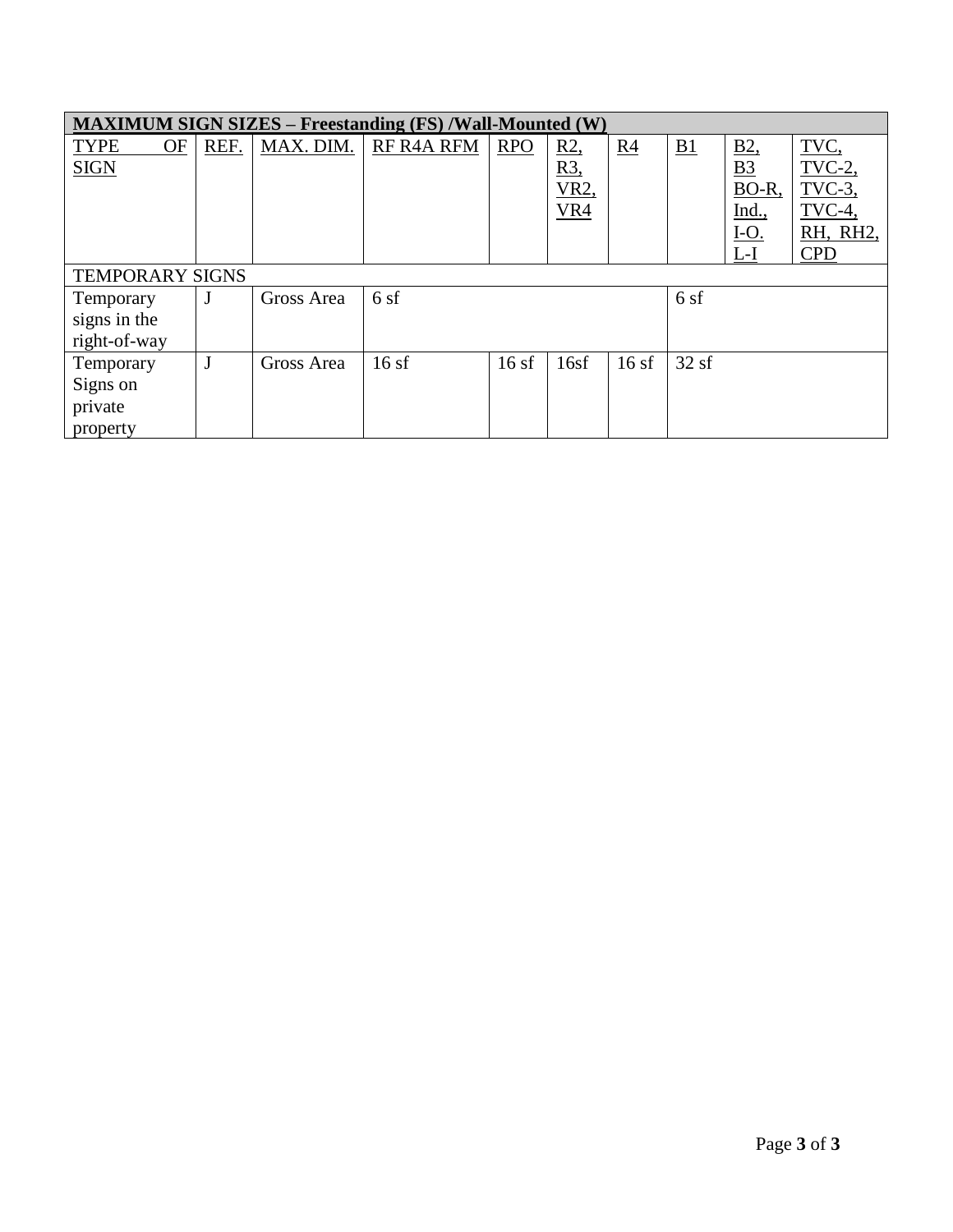| MAXIMUM SIGN SIZES – Freestanding (FS) /Wall-Mounted (W) | | | | | | | | | |
|---|---|---|---|---|---|---|---|---|---|
| TYPE OF SIGN | REF. | MAX. DIM. | RF R4A RFM | RPO | R2, R3, VR2, VR4 | R4 | B1 | B2, B3 BO-R, Ind., I-O. L-I | TVC, TVC-2, TVC-3, TVC-4, RH, RH2, CPD |
| TEMPORARY SIGNS | | | | | | | | | |
| Temporary signs in the right-of-way | J | Gross Area | 6 sf | | | | 6 sf | | |
| Temporary Signs on private property | J | Gross Area | 16 sf | 16 sf | 16sf | 16 sf | 32 sf | | |